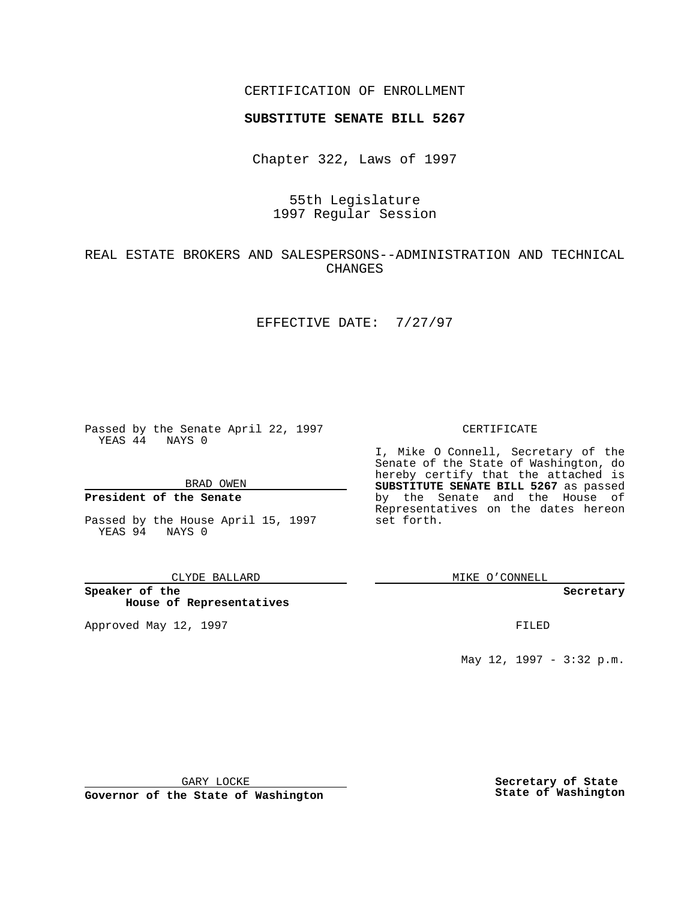CERTIFICATION OF ENROLLMENT

**SUBSTITUTE SENATE BILL 5267**

Chapter 322, Laws of 1997

55th Legislature
1997 Regular Session

REAL ESTATE BROKERS AND SALESPERSONS--ADMINISTRATION AND TECHNICAL CHANGES

EFFECTIVE DATE: 7/27/97

Passed by the Senate April 22, 1997
YEAS 44 NAYS 0

BRAD OWEN

**President of the Senate**

Passed by the House April 15, 1997
YEAS 94 NAYS 0

CLYDE BALLARD

**Speaker of the House of Representatives**

Approved May 12, 1997

GARY LOCKE

**Governor of the State of Washington**

CERTIFICATE

I, Mike O Connell, Secretary of the Senate of the State of Washington, do hereby certify that the attached is **SUBSTITUTE SENATE BILL 5267** as passed by the Senate and the House of Representatives on the dates hereon set forth.

MIKE O'CONNELL

**Secretary**

FILED

May 12, 1997 - 3:32 p.m.

**Secretary of State**
**State of Washington**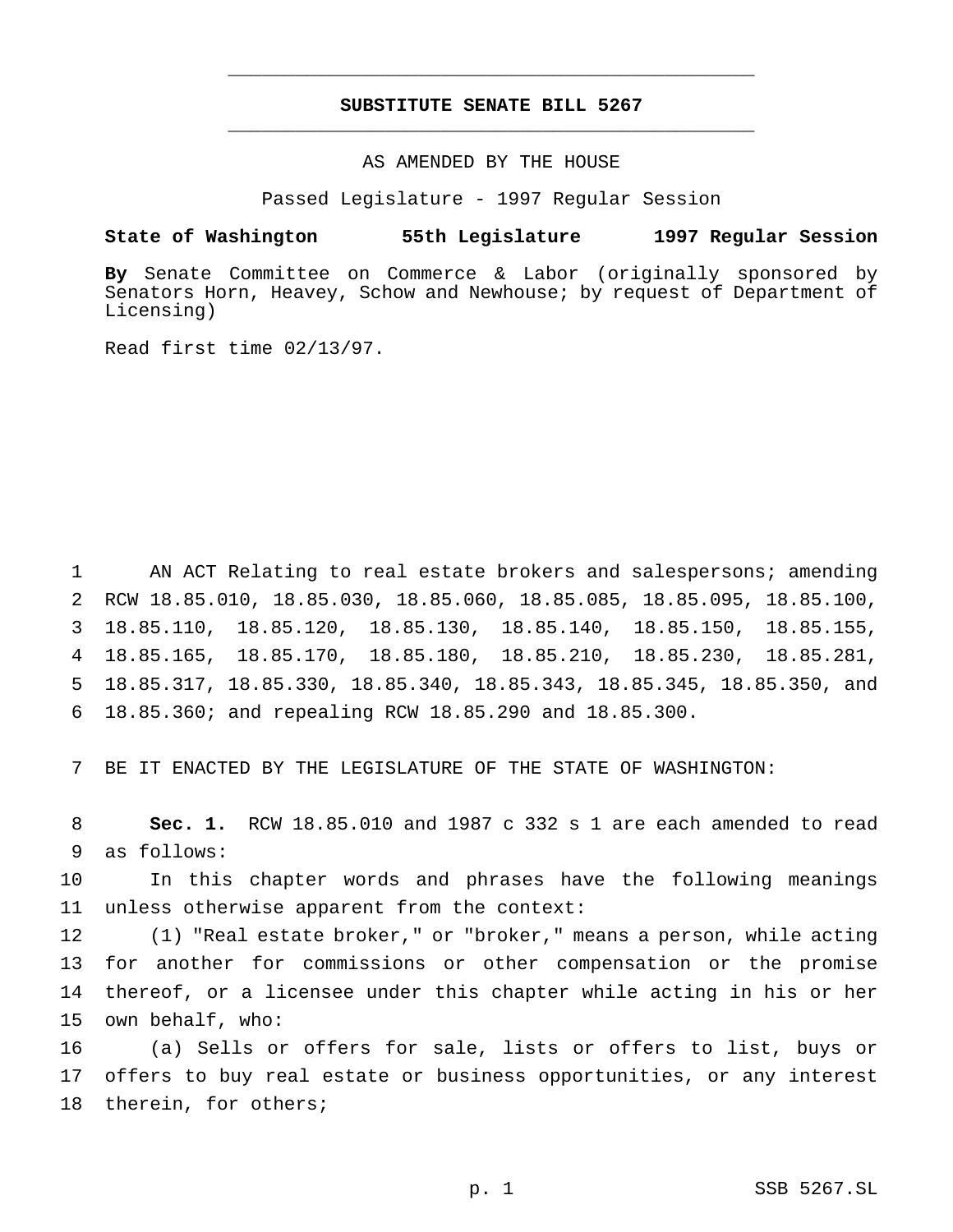# SUBSTITUTE SENATE BILL 5267

AS AMENDED BY THE HOUSE

Passed Legislature - 1997 Regular Session

**State of Washington 55th Legislature 1997 Regular Session**

**By** Senate Committee on Commerce & Labor (originally sponsored by Senators Horn, Heavey, Schow and Newhouse; by request of Department of Licensing)

Read first time 02/13/97.

AN ACT Relating to real estate brokers and salespersons; amending RCW 18.85.010, 18.85.030, 18.85.060, 18.85.085, 18.85.095, 18.85.100, 18.85.110, 18.85.120, 18.85.130, 18.85.140, 18.85.150, 18.85.155, 18.85.165, 18.85.170, 18.85.180, 18.85.210, 18.85.230, 18.85.281, 18.85.317, 18.85.330, 18.85.340, 18.85.343, 18.85.345, 18.85.350, and 18.85.360; and repealing RCW 18.85.290 and 18.85.300.

BE IT ENACTED BY THE LEGISLATURE OF THE STATE OF WASHINGTON:

**Sec. 1.** RCW 18.85.010 and 1987 c 332 s 1 are each amended to read as follows:

In this chapter words and phrases have the following meanings unless otherwise apparent from the context:

(1) "Real estate broker," or "broker," means a person, while acting for another for commissions or other compensation or the promise thereof, or a licensee under this chapter while acting in his or her own behalf, who:

(a) Sells or offers for sale, lists or offers to list, buys or offers to buy real estate or business opportunities, or any interest therein, for others;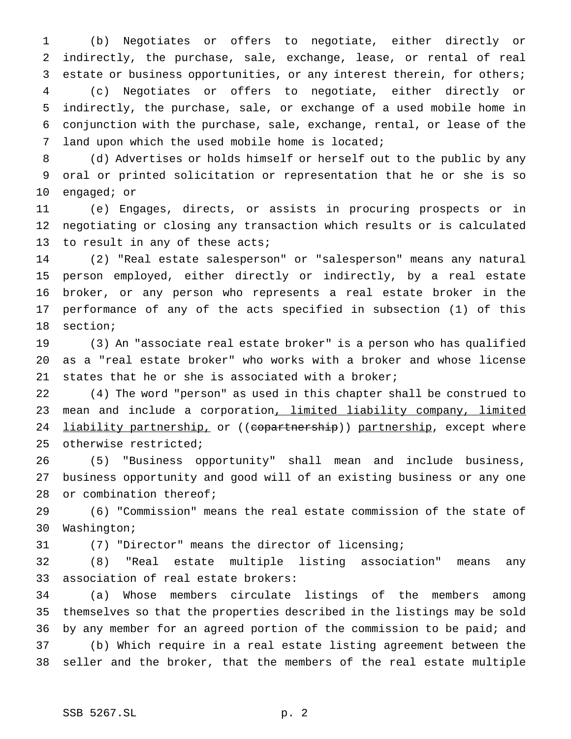(b) Negotiates or offers to negotiate, either directly or indirectly, the purchase, sale, exchange, lease, or rental of real estate or business opportunities, or any interest therein, for others;

(c) Negotiates or offers to negotiate, either directly or indirectly, the purchase, sale, or exchange of a used mobile home in conjunction with the purchase, sale, exchange, rental, or lease of the land upon which the used mobile home is located;

(d) Advertises or holds himself or herself out to the public by any oral or printed solicitation or representation that he or she is so engaged; or

(e) Engages, directs, or assists in procuring prospects or in negotiating or closing any transaction which results or is calculated to result in any of these acts;

(2) "Real estate salesperson" or "salesperson" means any natural person employed, either directly or indirectly, by a real estate broker, or any person who represents a real estate broker in the performance of any of the acts specified in subsection (1) of this section;

(3) An "associate real estate broker" is a person who has qualified as a "real estate broker" who works with a broker and whose license states that he or she is associated with a broker;

(4) The word "person" as used in this chapter shall be construed to mean and include a corporation, limited liability company, limited liability partnership, or ((~~copartnership~~)) partnership, except where otherwise restricted;

(5) "Business opportunity" shall mean and include business, business opportunity and good will of an existing business or any one or combination thereof;

(6) "Commission" means the real estate commission of the state of Washington;

(7) "Director" means the director of licensing;

(8) "Real estate multiple listing association" means any association of real estate brokers:

(a) Whose members circulate listings of the members among themselves so that the properties described in the listings may be sold by any member for an agreed portion of the commission to be paid; and

(b) Which require in a real estate listing agreement between the seller and the broker, that the members of the real estate multiple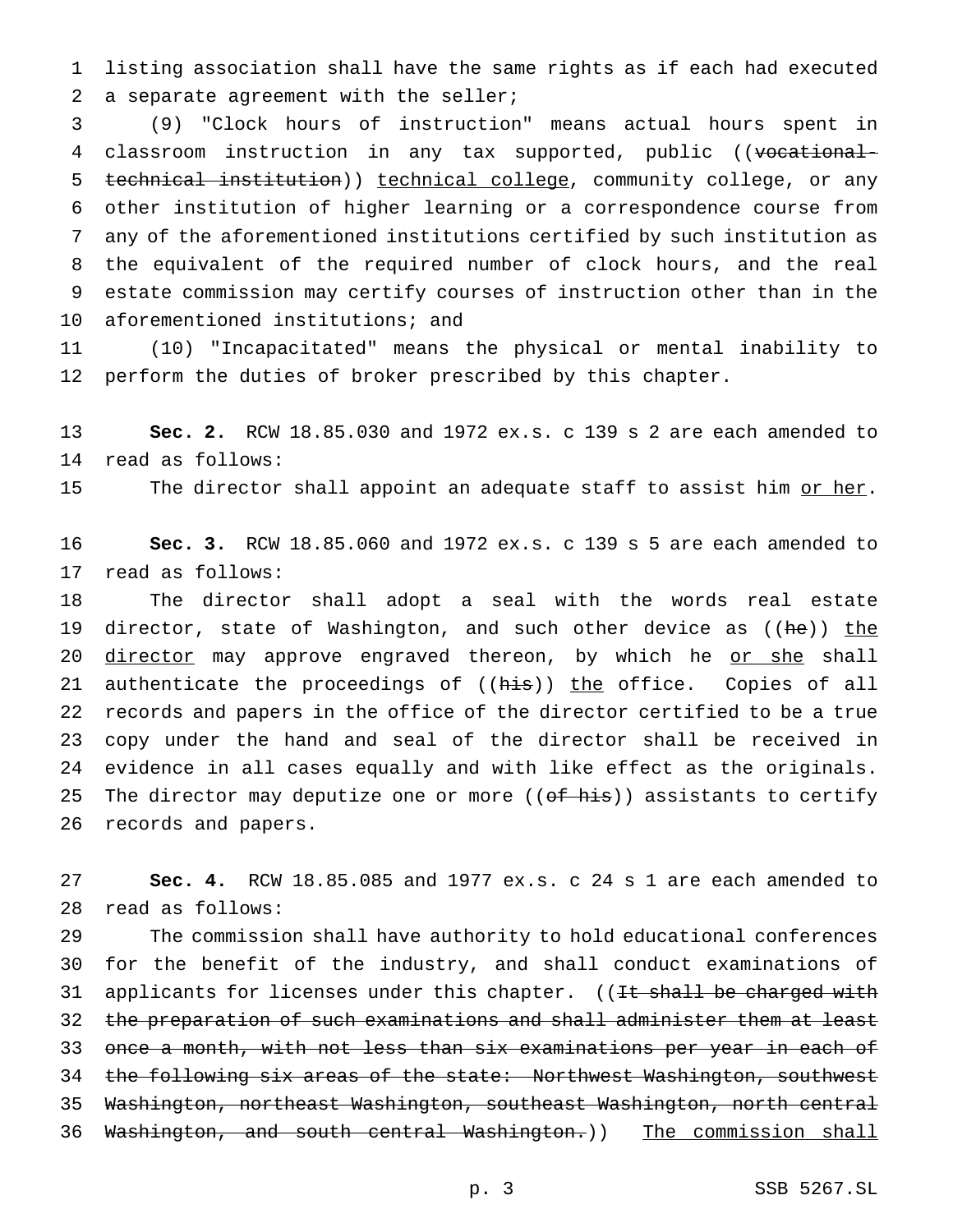listing association shall have the same rights as if each had executed a separate agreement with the seller;

(9) "Clock hours of instruction" means actual hours spent in classroom instruction in any tax supported, public ((~~vocational-technical institution~~)) <u>technical college</u>, community college, or any other institution of higher learning or a correspondence course from any of the aforementioned institutions certified by such institution as the equivalent of the required number of clock hours, and the real estate commission may certify courses of instruction other than in the aforementioned institutions; and

(10) "Incapacitated" means the physical or mental inability to perform the duties of broker prescribed by this chapter.

**Sec. 2.** RCW 18.85.030 and 1972 ex.s. c 139 s 2 are each amended to read as follows:

The director shall appoint an adequate staff to assist him <u>or her</u>.

**Sec. 3.** RCW 18.85.060 and 1972 ex.s. c 139 s 5 are each amended to read as follows:

The director shall adopt a seal with the words real estate director, state of Washington, and such other device as ((~~he~~)) <u>the director</u> may approve engraved thereon, by which he <u>or she</u> shall authenticate the proceedings of ((~~his~~)) <u>the</u> office. Copies of all records and papers in the office of the director certified to be a true copy under the hand and seal of the director shall be received in evidence in all cases equally and with like effect as the originals. The director may deputize one or more ((~~of his~~)) assistants to certify records and papers.

**Sec. 4.** RCW 18.85.085 and 1977 ex.s. c 24 s 1 are each amended to read as follows:

The commission shall have authority to hold educational conferences for the benefit of the industry, and shall conduct examinations of applicants for licenses under this chapter. ((~~It shall be charged with the preparation of such examinations and shall administer them at least once a month, with not less than six examinations per year in each of the following six areas of the state: Northwest Washington, southwest Washington, northeast Washington, southeast Washington, north central Washington, and south central Washington.~~)) <u>The commission shall</u>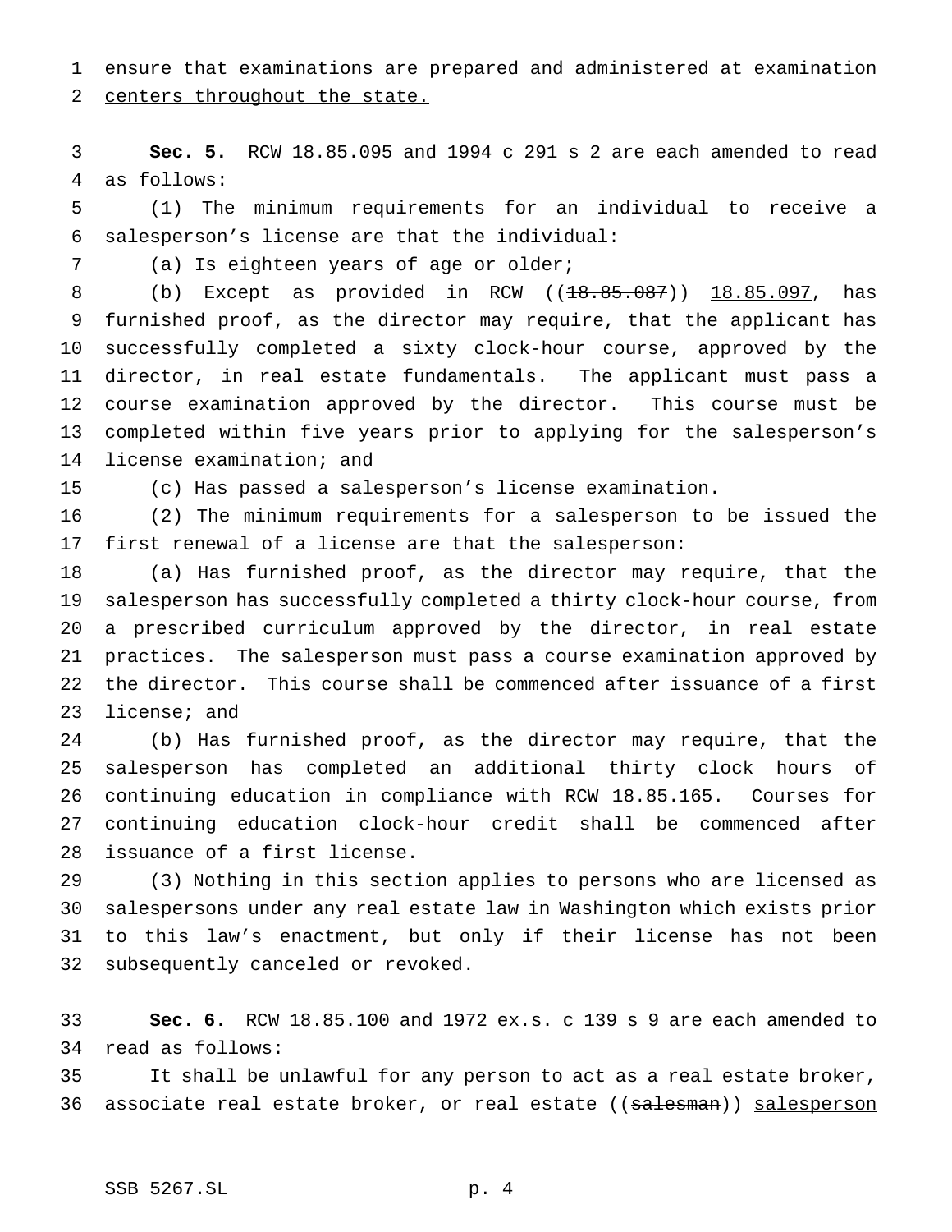ensure that examinations are prepared and administered at examination centers throughout the state.

**Sec. 5.** RCW 18.85.095 and 1994 c 291 s 2 are each amended to read as follows:

(1) The minimum requirements for an individual to receive a salesperson's license are that the individual:

(a) Is eighteen years of age or older;

(b) Except as provided in RCW ((~~18.85.087~~)) 18.85.097, has furnished proof, as the director may require, that the applicant has successfully completed a sixty clock-hour course, approved by the director, in real estate fundamentals. The applicant must pass a course examination approved by the director. This course must be completed within five years prior to applying for the salesperson's license examination; and

(c) Has passed a salesperson's license examination.

(2) The minimum requirements for a salesperson to be issued the first renewal of a license are that the salesperson:

(a) Has furnished proof, as the director may require, that the salesperson has successfully completed a thirty clock-hour course, from a prescribed curriculum approved by the director, in real estate practices. The salesperson must pass a course examination approved by the director. This course shall be commenced after issuance of a first license; and

(b) Has furnished proof, as the director may require, that the salesperson has completed an additional thirty clock hours of continuing education in compliance with RCW 18.85.165. Courses for continuing education clock-hour credit shall be commenced after issuance of a first license.

(3) Nothing in this section applies to persons who are licensed as salespersons under any real estate law in Washington which exists prior to this law's enactment, but only if their license has not been subsequently canceled or revoked.

**Sec. 6.** RCW 18.85.100 and 1972 ex.s. c 139 s 9 are each amended to read as follows:

It shall be unlawful for any person to act as a real estate broker, associate real estate broker, or real estate ((~~salesman~~)) salesperson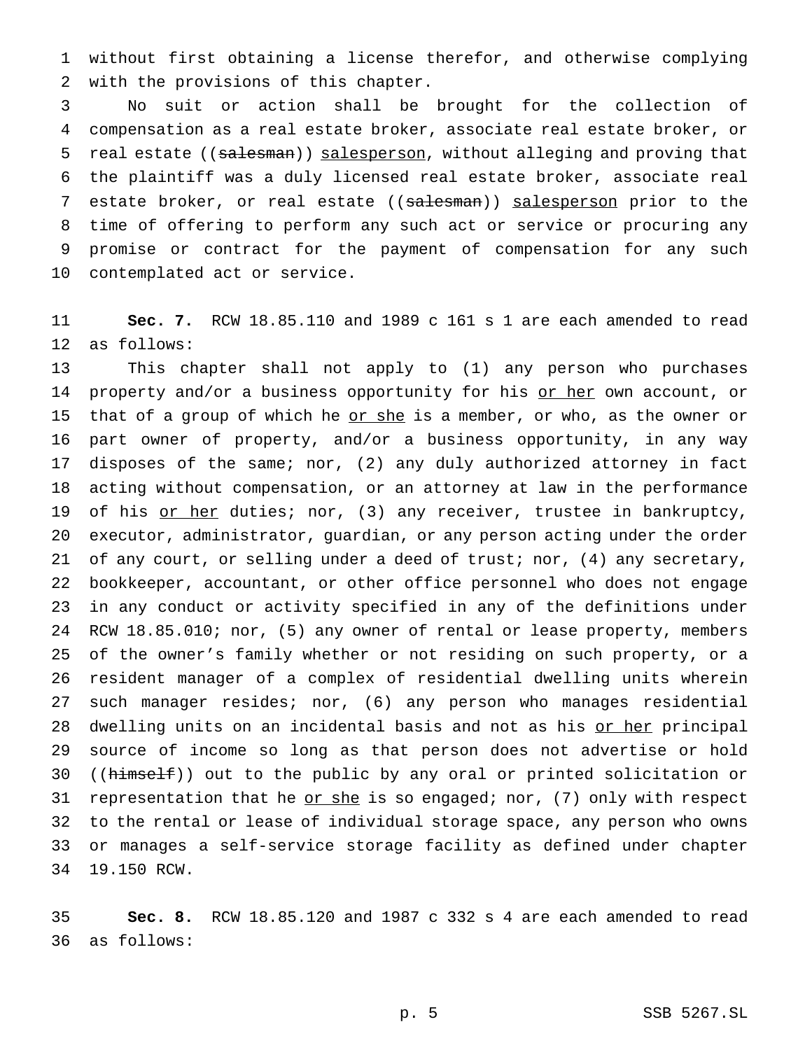without first obtaining a license therefor, and otherwise complying with the provisions of this chapter.

No suit or action shall be brought for the collection of compensation as a real estate broker, associate real estate broker, or real estate ((~~salesman~~)) <u>salesperson</u>, without alleging and proving that the plaintiff was a duly licensed real estate broker, associate real estate broker, or real estate ((~~salesman~~)) <u>salesperson</u> prior to the time of offering to perform any such act or service or procuring any promise or contract for the payment of compensation for any such contemplated act or service.

**Sec. 7.** RCW 18.85.110 and 1989 c 161 s 1 are each amended to read as follows:

This chapter shall not apply to (1) any person who purchases property and/or a business opportunity for his <u>or her</u> own account, or that of a group of which he <u>or she</u> is a member, or who, as the owner or part owner of property, and/or a business opportunity, in any way disposes of the same; nor, (2) any duly authorized attorney in fact acting without compensation, or an attorney at law in the performance of his <u>or her</u> duties; nor, (3) any receiver, trustee in bankruptcy, executor, administrator, guardian, or any person acting under the order of any court, or selling under a deed of trust; nor, (4) any secretary, bookkeeper, accountant, or other office personnel who does not engage in any conduct or activity specified in any of the definitions under RCW 18.85.010; nor, (5) any owner of rental or lease property, members of the owner's family whether or not residing on such property, or a resident manager of a complex of residential dwelling units wherein such manager resides; nor, (6) any person who manages residential dwelling units on an incidental basis and not as his <u>or her</u> principal source of income so long as that person does not advertise or hold ((~~himself~~)) out to the public by any oral or printed solicitation or representation that he <u>or she</u> is so engaged; nor, (7) only with respect to the rental or lease of individual storage space, any person who owns or manages a self-service storage facility as defined under chapter 19.150 RCW.

**Sec. 8.** RCW 18.85.120 and 1987 c 332 s 4 are each amended to read as follows: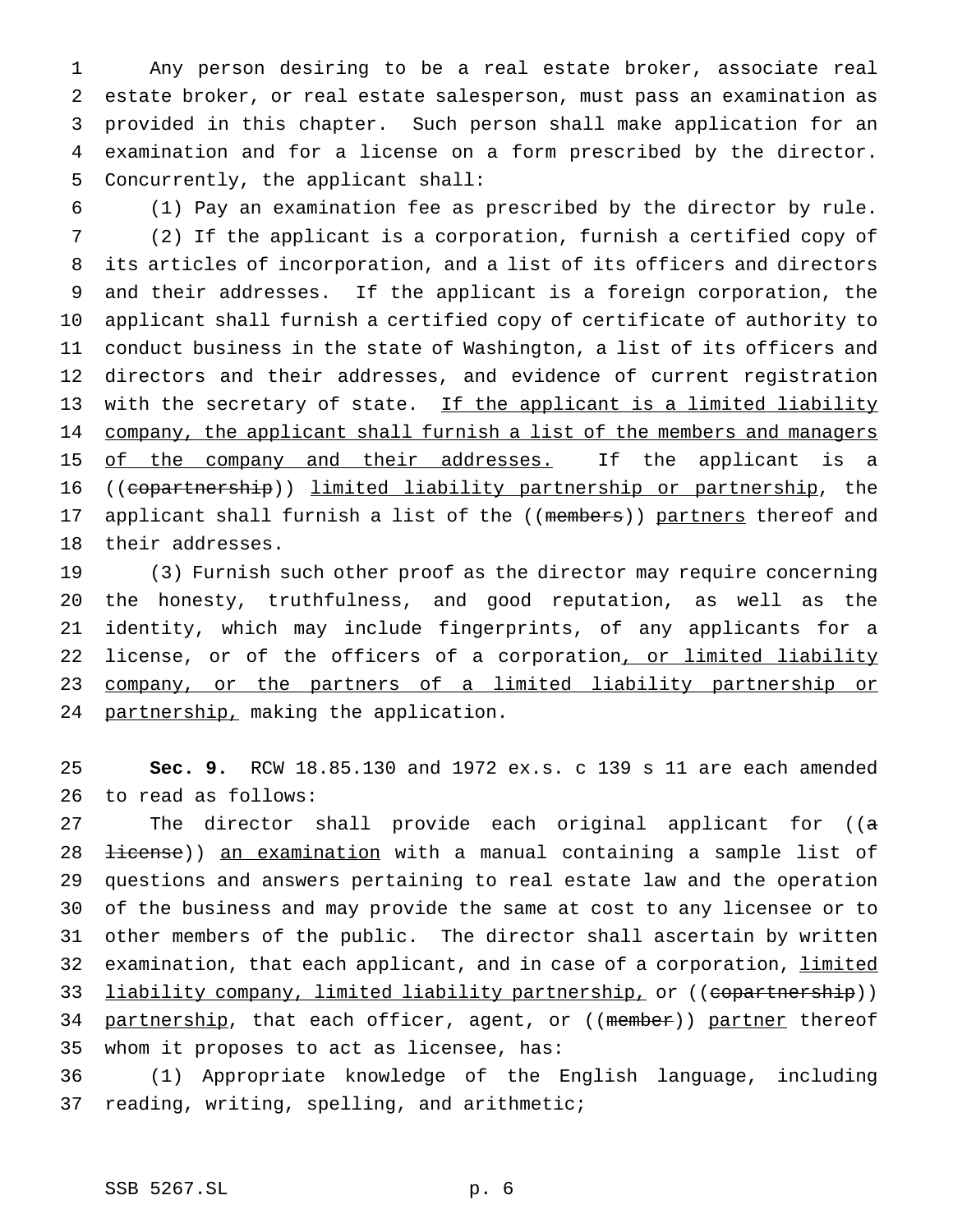Any person desiring to be a real estate broker, associate real estate broker, or real estate salesperson, must pass an examination as provided in this chapter. Such person shall make application for an examination and for a license on a form prescribed by the director. Concurrently, the applicant shall:

(1) Pay an examination fee as prescribed by the director by rule.

(2) If the applicant is a corporation, furnish a certified copy of its articles of incorporation, and a list of its officers and directors and their addresses. If the applicant is a foreign corporation, the applicant shall furnish a certified copy of certificate of authority to conduct business in the state of Washington, a list of its officers and directors and their addresses, and evidence of current registration with the secretary of state. <u>If the applicant is a limited liability company, the applicant shall furnish a list of the members and managers of the company and their addresses.</u> If the applicant is a ((~~copartnership~~)) <u>limited liability partnership or partnership</u>, the applicant shall furnish a list of the ((~~members~~)) <u>partners</u> thereof and their addresses.

(3) Furnish such other proof as the director may require concerning the honesty, truthfulness, and good reputation, as well as the identity, which may include fingerprints, of any applicants for a license, or of the officers of a corporation<u>, or limited liability company, or the partners of a limited liability partnership or partnership,</u> making the application.

**Sec. 9.** RCW 18.85.130 and 1972 ex.s. c 139 s 11 are each amended to read as follows:

The director shall provide each original applicant for ((~~a license~~)) <u>an examination</u> with a manual containing a sample list of questions and answers pertaining to real estate law and the operation of the business and may provide the same at cost to any licensee or to other members of the public. The director shall ascertain by written examination, that each applicant, and in case of a corporation, <u>limited liability company, limited liability partnership,</u> or ((~~copartnership~~)) <u>partnership</u>, that each officer, agent, or ((~~member~~)) <u>partner</u> thereof whom it proposes to act as licensee, has:

(1) Appropriate knowledge of the English language, including reading, writing, spelling, and arithmetic;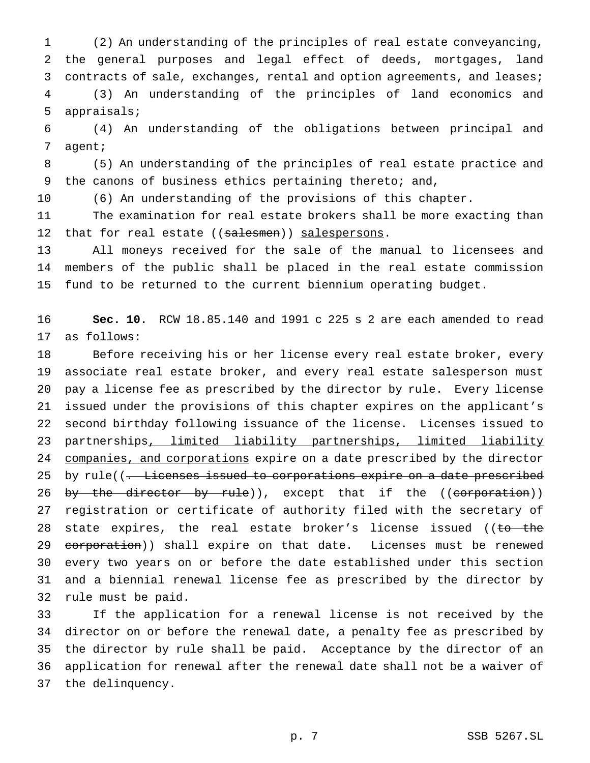(2) An understanding of the principles of real estate conveyancing, the general purposes and legal effect of deeds, mortgages, land contracts of sale, exchanges, rental and option agreements, and leases;

(3) An understanding of the principles of land economics and appraisals;

(4) An understanding of the obligations between principal and agent;

(5) An understanding of the principles of real estate practice and the canons of business ethics pertaining thereto; and,

(6) An understanding of the provisions of this chapter.

The examination for real estate brokers shall be more exacting than that for real estate ((~~salesmen~~)) <u>salespersons</u>.

All moneys received for the sale of the manual to licensees and members of the public shall be placed in the real estate commission fund to be returned to the current biennium operating budget.

**Sec. 10.** RCW 18.85.140 and 1991 c 225 s 2 are each amended to read as follows:

Before receiving his or her license every real estate broker, every associate real estate broker, and every real estate salesperson must pay a license fee as prescribed by the director by rule. Every license issued under the provisions of this chapter expires on the applicant's second birthday following issuance of the license. Licenses issued to partnerships<u>, limited liability partnerships, limited liability companies, and corporations</u> expire on a date prescribed by the director by rule((~~. Licenses issued to corporations expire on a date prescribed by the director by rule~~)), except that if the ((~~corporation~~)) registration or certificate of authority filed with the secretary of state expires, the real estate broker's license issued ((~~to the corporation~~)) shall expire on that date. Licenses must be renewed every two years on or before the date established under this section and a biennial renewal license fee as prescribed by the director by rule must be paid.

If the application for a renewal license is not received by the director on or before the renewal date, a penalty fee as prescribed by the director by rule shall be paid. Acceptance by the director of an application for renewal after the renewal date shall not be a waiver of the delinquency.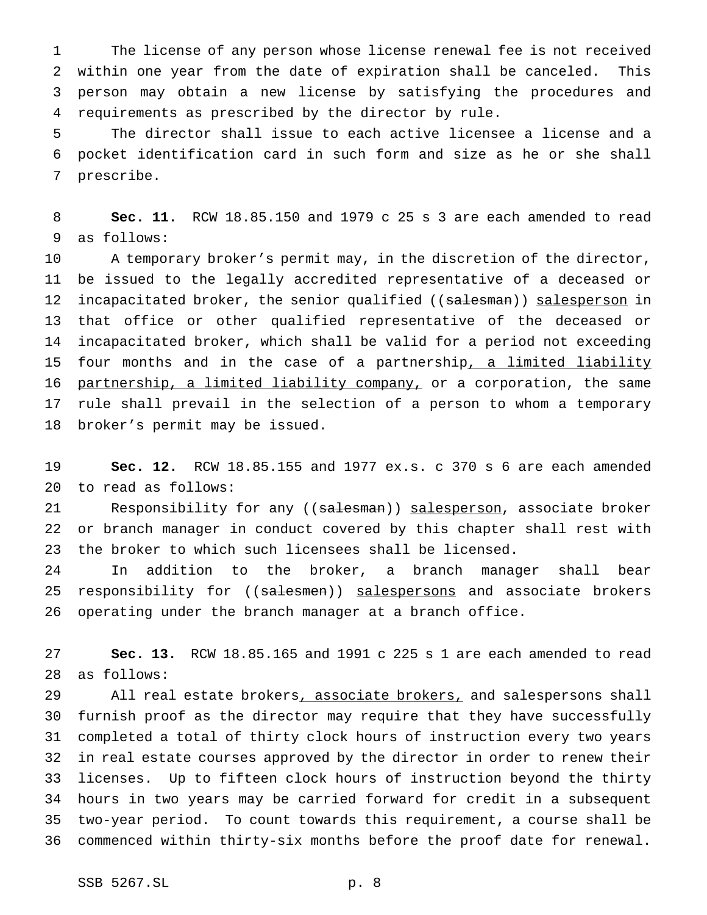The license of any person whose license renewal fee is not received within one year from the date of expiration shall be canceled. This person may obtain a new license by satisfying the procedures and requirements as prescribed by the director by rule.

The director shall issue to each active licensee a license and a pocket identification card in such form and size as he or she shall prescribe.

**Sec. 11.** RCW 18.85.150 and 1979 c 25 s 3 are each amended to read as follows:

A temporary broker's permit may, in the discretion of the director, be issued to the legally accredited representative of a deceased or incapacitated broker, the senior qualified ((~~salesman~~)) <u>salesperson</u> in that office or other qualified representative of the deceased or incapacitated broker, which shall be valid for a period not exceeding four months and in the case of a partnership<u>, a limited liability partnership, a limited liability company,</u> or a corporation, the same rule shall prevail in the selection of a person to whom a temporary broker's permit may be issued.

**Sec. 12.** RCW 18.85.155 and 1977 ex.s. c 370 s 6 are each amended to read as follows:

Responsibility for any ((~~salesman~~)) <u>salesperson</u>, associate broker or branch manager in conduct covered by this chapter shall rest with the broker to which such licensees shall be licensed.

In addition to the broker, a branch manager shall bear responsibility for ((~~salesmen~~)) <u>salespersons</u> and associate brokers operating under the branch manager at a branch office.

**Sec. 13.** RCW 18.85.165 and 1991 c 225 s 1 are each amended to read as follows:

All real estate brokers<u>, associate brokers,</u> and salespersons shall furnish proof as the director may require that they have successfully completed a total of thirty clock hours of instruction every two years in real estate courses approved by the director in order to renew their licenses. Up to fifteen clock hours of instruction beyond the thirty hours in two years may be carried forward for credit in a subsequent two-year period. To count towards this requirement, a course shall be commenced within thirty-six months before the proof date for renewal.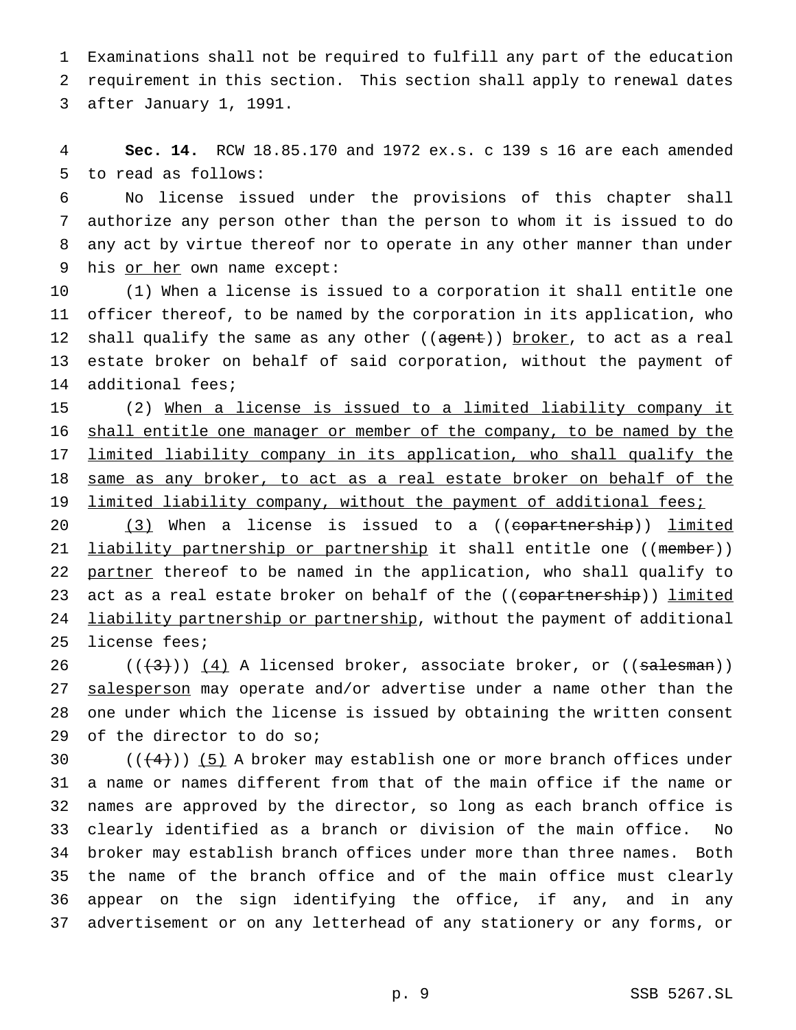Examinations shall not be required to fulfill any part of the education requirement in this section. This section shall apply to renewal dates after January 1, 1991.

**Sec. 14.** RCW 18.85.170 and 1972 ex.s. c 139 s 16 are each amended to read as follows:

No license issued under the provisions of this chapter shall authorize any person other than the person to whom it is issued to do any act by virtue thereof nor to operate in any other manner than under his or her own name except:

(1) When a license is issued to a corporation it shall entitle one officer thereof, to be named by the corporation in its application, who shall qualify the same as any other ((agent)) broker, to act as a real estate broker on behalf of said corporation, without the payment of additional fees;

(2) When a license is issued to a limited liability company it shall entitle one manager or member of the company, to be named by the limited liability company in its application, who shall qualify the same as any broker, to act as a real estate broker on behalf of the limited liability company, without the payment of additional fees;

(3) When a license is issued to a ((copartnership)) limited liability partnership or partnership it shall entitle one ((member)) partner thereof to be named in the application, who shall qualify to act as a real estate broker on behalf of the ((copartnership)) limited liability partnership or partnership, without the payment of additional license fees;

(((3))) (4) A licensed broker, associate broker, or ((salesman)) salesperson may operate and/or advertise under a name other than the one under which the license is issued by obtaining the written consent of the director to do so;

(((4))) (5) A broker may establish one or more branch offices under a name or names different from that of the main office if the name or names are approved by the director, so long as each branch office is clearly identified as a branch or division of the main office. No broker may establish branch offices under more than three names. Both the name of the branch office and of the main office must clearly appear on the sign identifying the office, if any, and in any advertisement or on any letterhead of any stationery or any forms, or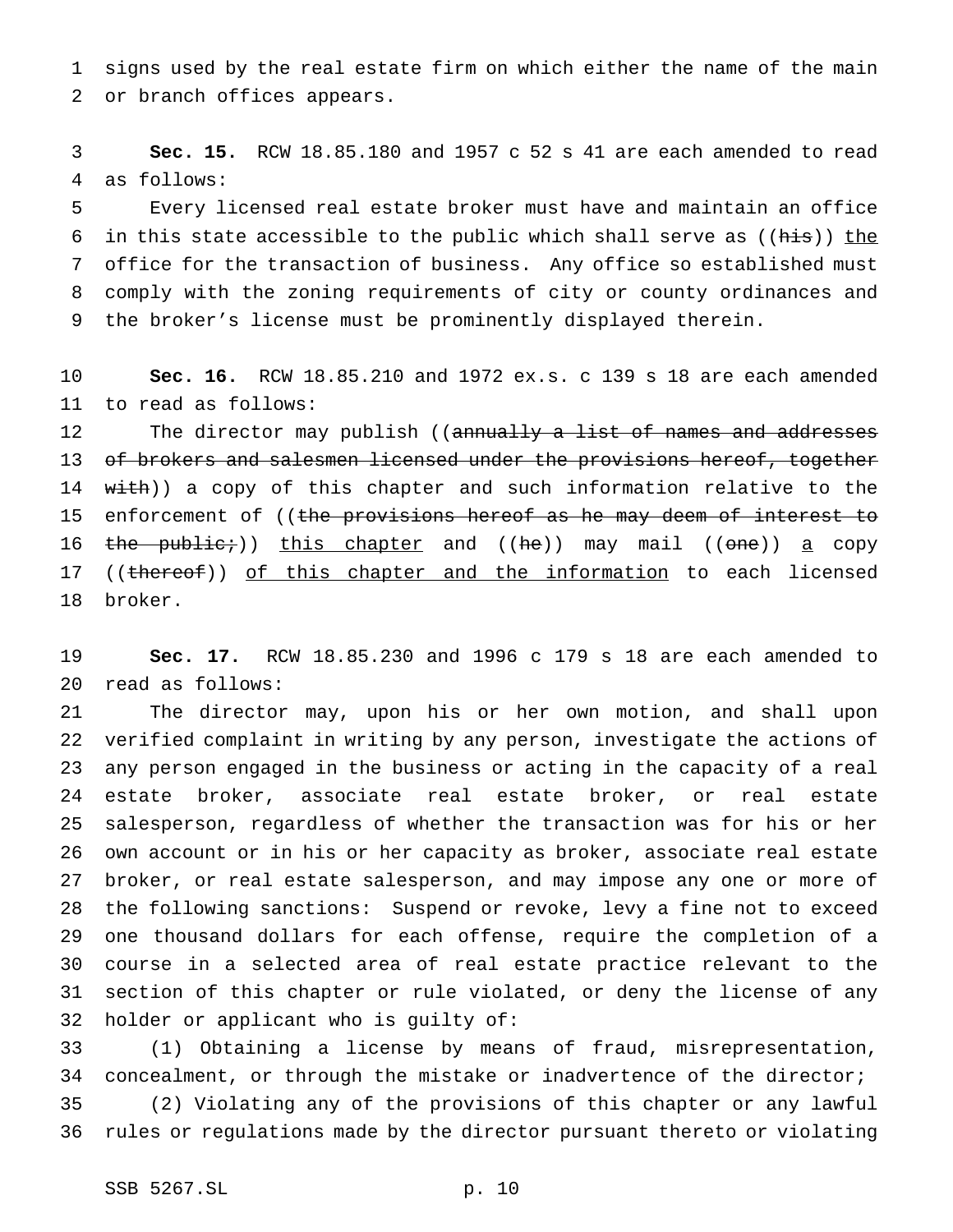signs used by the real estate firm on which either the name of the main or branch offices appears.

**Sec. 15.** RCW 18.85.180 and 1957 c 52 s 41 are each amended to read as follows:

Every licensed real estate broker must have and maintain an office in this state accessible to the public which shall serve as ((~~his~~)) <u>the</u> office for the transaction of business. Any office so established must comply with the zoning requirements of city or county ordinances and the broker's license must be prominently displayed therein.

**Sec. 16.** RCW 18.85.210 and 1972 ex.s. c 139 s 18 are each amended to read as follows:

The director may publish ((~~annually a list of names and addresses of brokers and salesmen licensed under the provisions hereof, together with~~)) a copy of this chapter and such information relative to the enforcement of ((~~the provisions hereof as he may deem of interest to the public;~~)) <u>this chapter</u> and ((~~he~~)) may mail ((~~one~~)) <u>a</u> copy ((~~thereof~~)) <u>of this chapter and the information</u> to each licensed broker.

**Sec. 17.** RCW 18.85.230 and 1996 c 179 s 18 are each amended to read as follows:

The director may, upon his or her own motion, and shall upon verified complaint in writing by any person, investigate the actions of any person engaged in the business or acting in the capacity of a real estate broker, associate real estate broker, or real estate salesperson, regardless of whether the transaction was for his or her own account or in his or her capacity as broker, associate real estate broker, or real estate salesperson, and may impose any one or more of the following sanctions: Suspend or revoke, levy a fine not to exceed one thousand dollars for each offense, require the completion of a course in a selected area of real estate practice relevant to the section of this chapter or rule violated, or deny the license of any holder or applicant who is guilty of:

(1) Obtaining a license by means of fraud, misrepresentation, concealment, or through the mistake or inadvertence of the director;

(2) Violating any of the provisions of this chapter or any lawful rules or regulations made by the director pursuant thereto or violating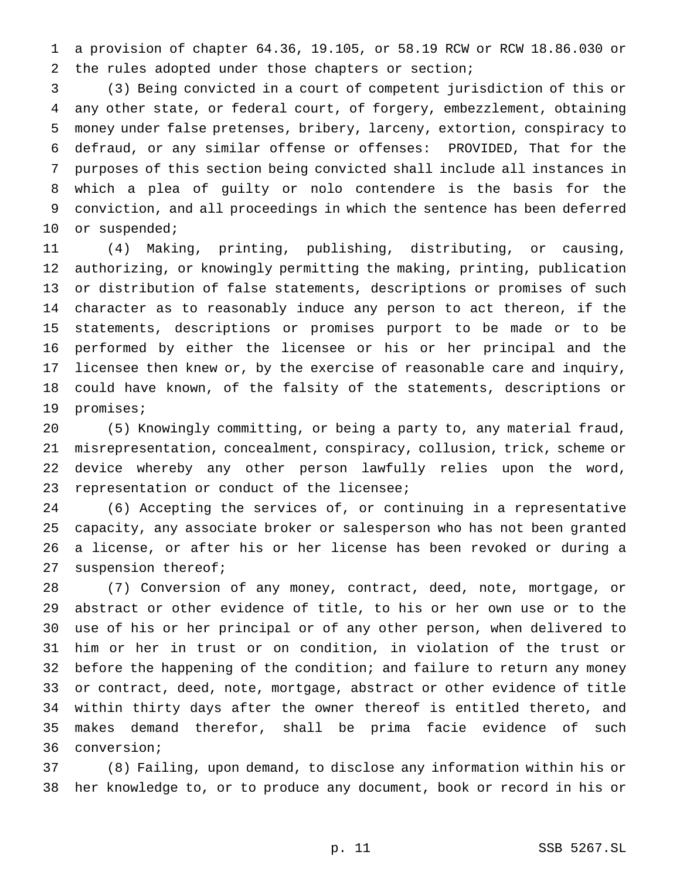a provision of chapter 64.36, 19.105, or 58.19 RCW or RCW 18.86.030 or the rules adopted under those chapters or section;

(3) Being convicted in a court of competent jurisdiction of this or any other state, or federal court, of forgery, embezzlement, obtaining money under false pretenses, bribery, larceny, extortion, conspiracy to defraud, or any similar offense or offenses: PROVIDED, That for the purposes of this section being convicted shall include all instances in which a plea of guilty or nolo contendere is the basis for the conviction, and all proceedings in which the sentence has been deferred or suspended;

(4) Making, printing, publishing, distributing, or causing, authorizing, or knowingly permitting the making, printing, publication or distribution of false statements, descriptions or promises of such character as to reasonably induce any person to act thereon, if the statements, descriptions or promises purport to be made or to be performed by either the licensee or his or her principal and the licensee then knew or, by the exercise of reasonable care and inquiry, could have known, of the falsity of the statements, descriptions or promises;

(5) Knowingly committing, or being a party to, any material fraud, misrepresentation, concealment, conspiracy, collusion, trick, scheme or device whereby any other person lawfully relies upon the word, representation or conduct of the licensee;

(6) Accepting the services of, or continuing in a representative capacity, any associate broker or salesperson who has not been granted a license, or after his or her license has been revoked or during a suspension thereof;

(7) Conversion of any money, contract, deed, note, mortgage, or abstract or other evidence of title, to his or her own use or to the use of his or her principal or of any other person, when delivered to him or her in trust or on condition, in violation of the trust or before the happening of the condition; and failure to return any money or contract, deed, note, mortgage, abstract or other evidence of title within thirty days after the owner thereof is entitled thereto, and makes demand therefor, shall be prima facie evidence of such conversion;

(8) Failing, upon demand, to disclose any information within his or her knowledge to, or to produce any document, book or record in his or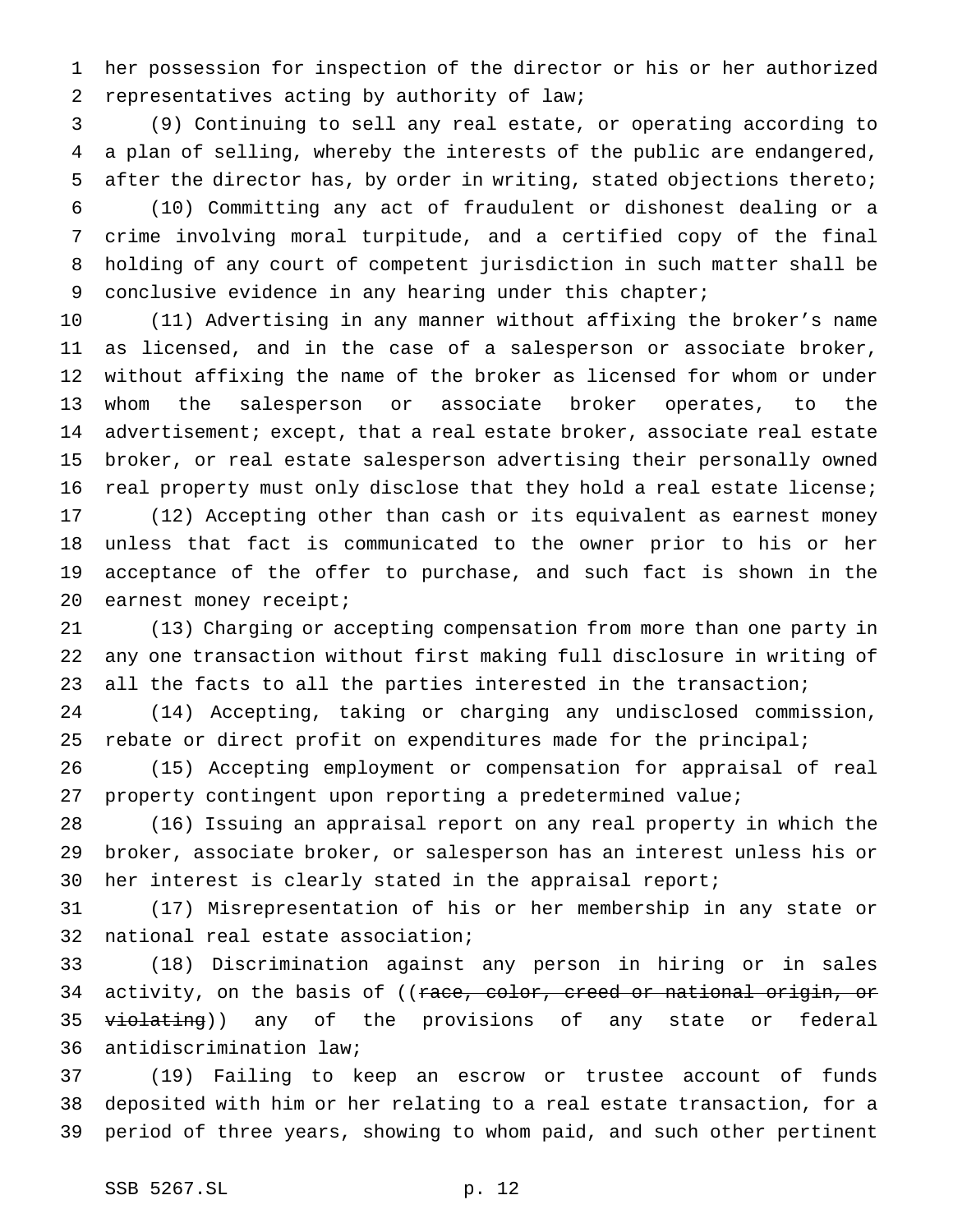her possession for inspection of the director or his or her authorized representatives acting by authority of law;

(9) Continuing to sell any real estate, or operating according to a plan of selling, whereby the interests of the public are endangered, after the director has, by order in writing, stated objections thereto;

(10) Committing any act of fraudulent or dishonest dealing or a crime involving moral turpitude, and a certified copy of the final holding of any court of competent jurisdiction in such matter shall be conclusive evidence in any hearing under this chapter;

(11) Advertising in any manner without affixing the broker's name as licensed, and in the case of a salesperson or associate broker, without affixing the name of the broker as licensed for whom or under whom the salesperson or associate broker operates, to the advertisement; except, that a real estate broker, associate real estate broker, or real estate salesperson advertising their personally owned real property must only disclose that they hold a real estate license;

(12) Accepting other than cash or its equivalent as earnest money unless that fact is communicated to the owner prior to his or her acceptance of the offer to purchase, and such fact is shown in the earnest money receipt;

(13) Charging or accepting compensation from more than one party in any one transaction without first making full disclosure in writing of all the facts to all the parties interested in the transaction;

(14) Accepting, taking or charging any undisclosed commission, rebate or direct profit on expenditures made for the principal;

(15) Accepting employment or compensation for appraisal of real property contingent upon reporting a predetermined value;

(16) Issuing an appraisal report on any real property in which the broker, associate broker, or salesperson has an interest unless his or her interest is clearly stated in the appraisal report;

(17) Misrepresentation of his or her membership in any state or national real estate association;

(18) Discrimination against any person in hiring or in sales activity, on the basis of ((~~race, color, creed or national origin, or violating~~)) any of the provisions of any state or federal antidiscrimination law;

(19) Failing to keep an escrow or trustee account of funds deposited with him or her relating to a real estate transaction, for a period of three years, showing to whom paid, and such other pertinent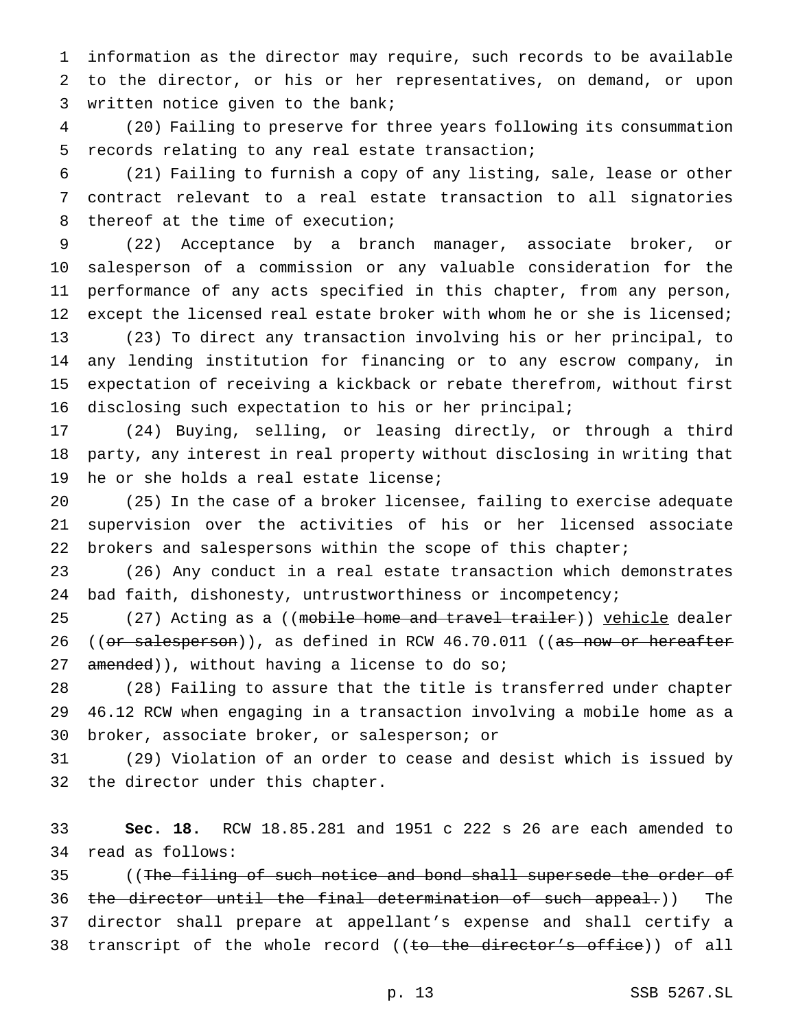information as the director may require, such records to be available to the director, or his or her representatives, on demand, or upon written notice given to the bank;

(20) Failing to preserve for three years following its consummation records relating to any real estate transaction;

(21) Failing to furnish a copy of any listing, sale, lease or other contract relevant to a real estate transaction to all signatories thereof at the time of execution;

(22) Acceptance by a branch manager, associate broker, or salesperson of a commission or any valuable consideration for the performance of any acts specified in this chapter, from any person, except the licensed real estate broker with whom he or she is licensed;

(23) To direct any transaction involving his or her principal, to any lending institution for financing or to any escrow company, in expectation of receiving a kickback or rebate therefrom, without first disclosing such expectation to his or her principal;

(24) Buying, selling, or leasing directly, or through a third party, any interest in real property without disclosing in writing that he or she holds a real estate license;

(25) In the case of a broker licensee, failing to exercise adequate supervision over the activities of his or her licensed associate brokers and salespersons within the scope of this chapter;

(26) Any conduct in a real estate transaction which demonstrates bad faith, dishonesty, untrustworthiness or incompetency;

(27) Acting as a ((~~mobile home and travel trailer~~)) <u>vehicle</u> dealer ((~~or salesperson~~)), as defined in RCW 46.70.011 ((~~as now or hereafter amended~~)), without having a license to do so;

(28) Failing to assure that the title is transferred under chapter 46.12 RCW when engaging in a transaction involving a mobile home as a broker, associate broker, or salesperson; or

(29) Violation of an order to cease and desist which is issued by the director under this chapter.

**Sec. 18.** RCW 18.85.281 and 1951 c 222 s 26 are each amended to read as follows:

((~~The filing of such notice and bond shall supersede the order of the director until the final determination of such appeal.~~)) The director shall prepare at appellant's expense and shall certify a transcript of the whole record ((~~to the director's office~~)) of all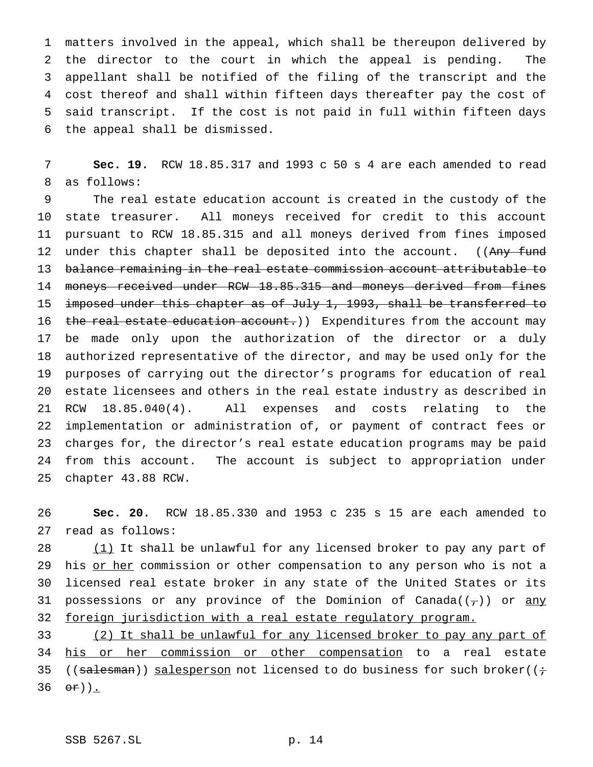matters involved in the appeal, which shall be thereupon delivered by the director to the court in which the appeal is pending. The appellant shall be notified of the filing of the transcript and the cost thereof and shall within fifteen days thereafter pay the cost of said transcript. If the cost is not paid in full within fifteen days the appeal shall be dismissed.

**Sec. 19.** RCW 18.85.317 and 1993 c 50 s 4 are each amended to read as follows:

The real estate education account is created in the custody of the state treasurer. All moneys received for credit to this account pursuant to RCW 18.85.315 and all moneys derived from fines imposed under this chapter shall be deposited into the account. ((~~Any fund balance remaining in the real estate commission account attributable to moneys received under RCW 18.85.315 and moneys derived from fines imposed under this chapter as of July 1, 1993, shall be transferred to the real estate education account.~~)) Expenditures from the account may be made only upon the authorization of the director or a duly authorized representative of the director, and may be used only for the purposes of carrying out the director's programs for education of real estate licensees and others in the real estate industry as described in RCW 18.85.040(4). All expenses and costs relating to the implementation or administration of, or payment of contract fees or charges for, the director's real estate education programs may be paid from this account. The account is subject to appropriation under chapter 43.88 RCW.

**Sec. 20.** RCW 18.85.330 and 1953 c 235 s 15 are each amended to read as follows:

<u>(1)</u> It shall be unlawful for any licensed broker to pay any part of his <u>or her</u> commission or other compensation to any person who is not a licensed real estate broker in any state of the United States or its possessions or any province of the Dominion of Canada((~~,~~)) or <u>any foreign jurisdiction with a real estate regulatory program.</u>

<u>(2) It shall be unlawful for any licensed broker to pay any part of his or her commission or other compensation</u> to a real estate ((~~salesman~~)) <u>salesperson</u> not licensed to do business for such broker((~~; or~~))<u>.</u>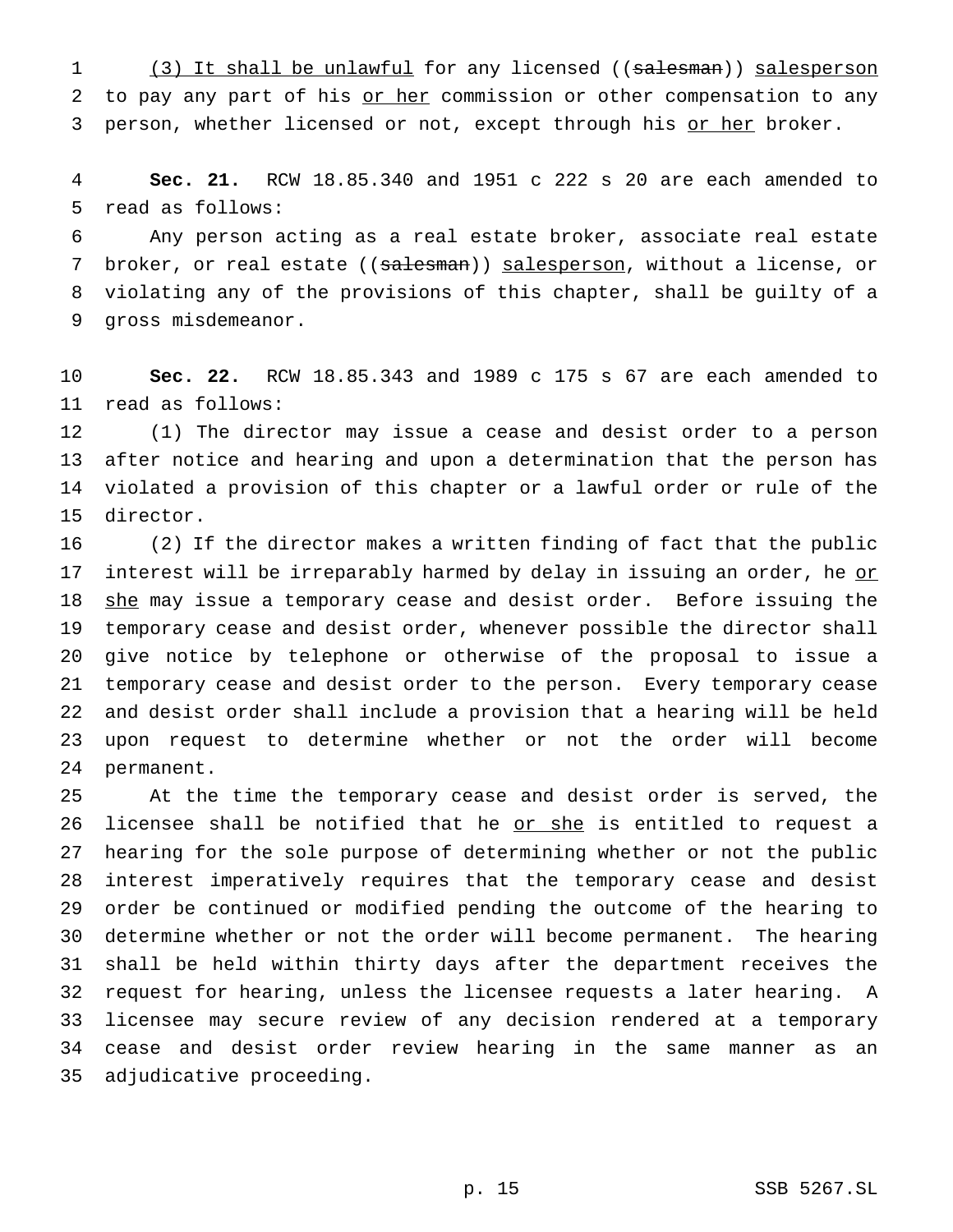(3) It shall be unlawful for any licensed ((~~salesman~~)) salesperson to pay any part of his or her commission or other compensation to any person, whether licensed or not, except through his or her broker.

**Sec. 21.** RCW 18.85.340 and 1951 c 222 s 20 are each amended to read as follows:

Any person acting as a real estate broker, associate real estate broker, or real estate ((~~salesman~~)) salesperson, without a license, or violating any of the provisions of this chapter, shall be guilty of a gross misdemeanor.

**Sec. 22.** RCW 18.85.343 and 1989 c 175 s 67 are each amended to read as follows:

(1) The director may issue a cease and desist order to a person after notice and hearing and upon a determination that the person has violated a provision of this chapter or a lawful order or rule of the director.

(2) If the director makes a written finding of fact that the public interest will be irreparably harmed by delay in issuing an order, he or she may issue a temporary cease and desist order. Before issuing the temporary cease and desist order, whenever possible the director shall give notice by telephone or otherwise of the proposal to issue a temporary cease and desist order to the person. Every temporary cease and desist order shall include a provision that a hearing will be held upon request to determine whether or not the order will become permanent.

At the time the temporary cease and desist order is served, the licensee shall be notified that he or she is entitled to request a hearing for the sole purpose of determining whether or not the public interest imperatively requires that the temporary cease and desist order be continued or modified pending the outcome of the hearing to determine whether or not the order will become permanent. The hearing shall be held within thirty days after the department receives the request for hearing, unless the licensee requests a later hearing. A licensee may secure review of any decision rendered at a temporary cease and desist order review hearing in the same manner as an adjudicative proceeding.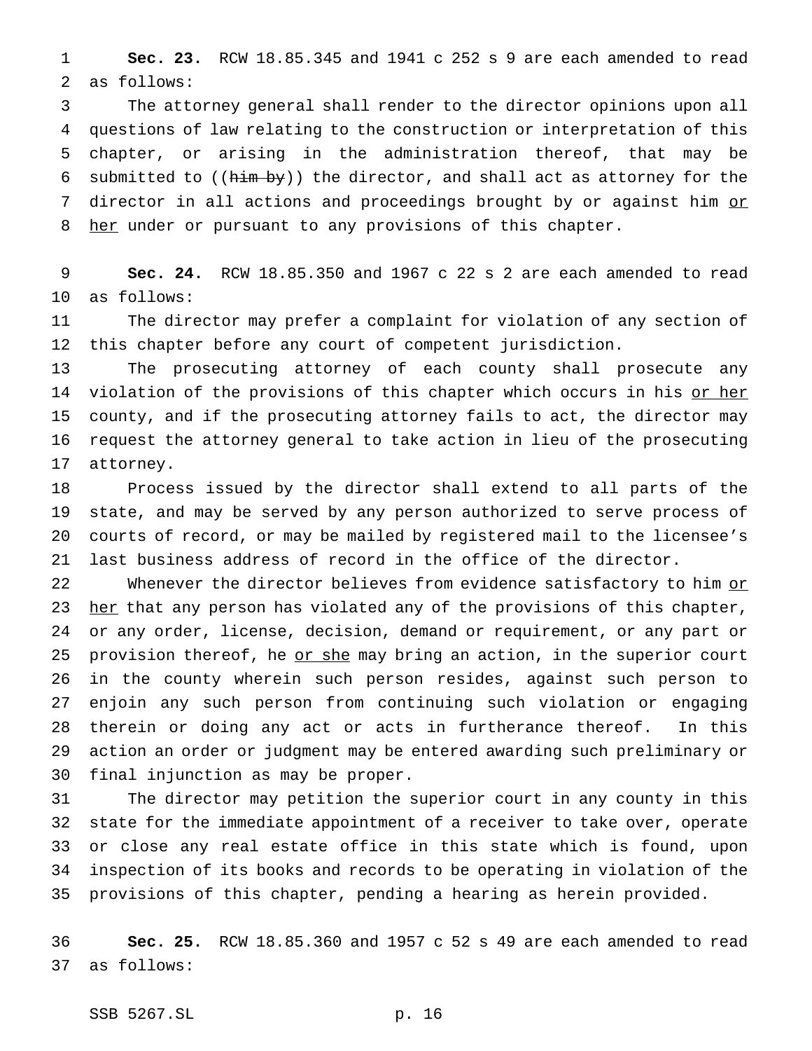**Sec. 23.** RCW 18.85.345 and 1941 c 252 s 9 are each amended to read as follows:

The attorney general shall render to the director opinions upon all questions of law relating to the construction or interpretation of this chapter, or arising in the administration thereof, that may be submitted to ((~~him by~~)) the director, and shall act as attorney for the director in all actions and proceedings brought by or against him <u>or her</u> under or pursuant to any provisions of this chapter.

**Sec. 24.** RCW 18.85.350 and 1967 c 22 s 2 are each amended to read as follows:

The director may prefer a complaint for violation of any section of this chapter before any court of competent jurisdiction.

The prosecuting attorney of each county shall prosecute any violation of the provisions of this chapter which occurs in his <u>or her</u> county, and if the prosecuting attorney fails to act, the director may request the attorney general to take action in lieu of the prosecuting attorney.

Process issued by the director shall extend to all parts of the state, and may be served by any person authorized to serve process of courts of record, or may be mailed by registered mail to the licensee's last business address of record in the office of the director.

Whenever the director believes from evidence satisfactory to him <u>or her</u> that any person has violated any of the provisions of this chapter, or any order, license, decision, demand or requirement, or any part or provision thereof, he <u>or she</u> may bring an action, in the superior court in the county wherein such person resides, against such person to enjoin any such person from continuing such violation or engaging therein or doing any act or acts in furtherance thereof. In this action an order or judgment may be entered awarding such preliminary or final injunction as may be proper.

The director may petition the superior court in any county in this state for the immediate appointment of a receiver to take over, operate or close any real estate office in this state which is found, upon inspection of its books and records to be operating in violation of the provisions of this chapter, pending a hearing as herein provided.

**Sec. 25.** RCW 18.85.360 and 1957 c 52 s 49 are each amended to read as follows: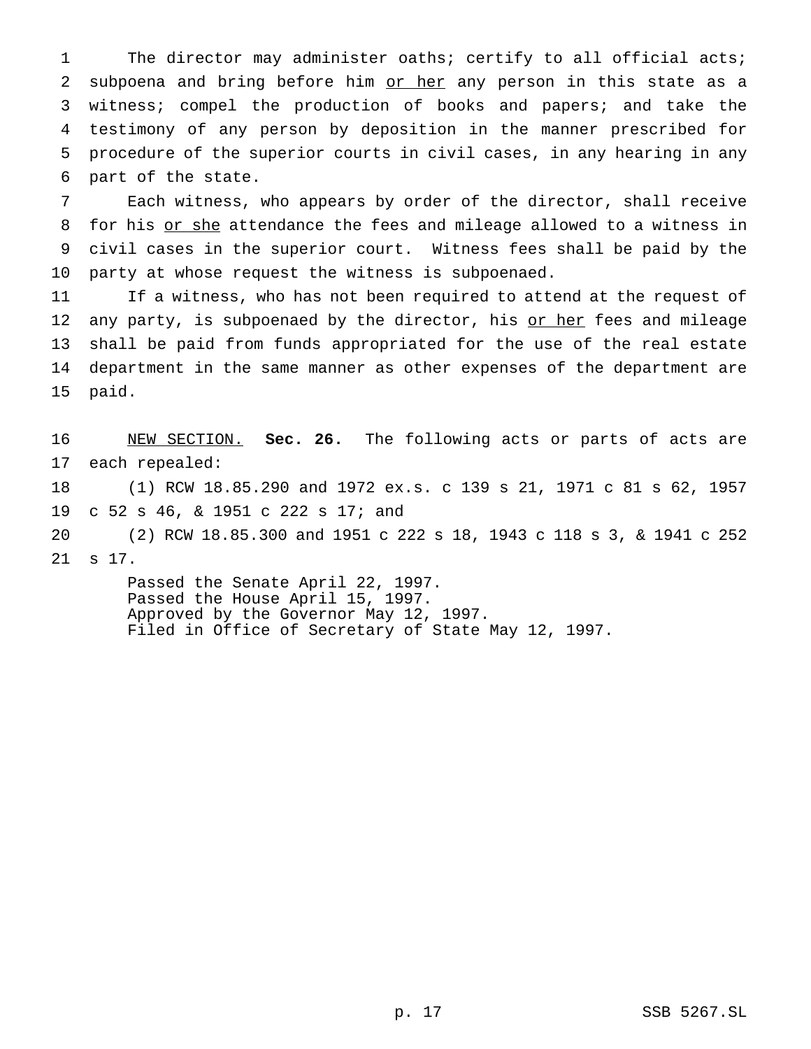The director may administer oaths; certify to all official acts; subpoena and bring before him or her any person in this state as a witness; compel the production of books and papers; and take the testimony of any person by deposition in the manner prescribed for procedure of the superior courts in civil cases, in any hearing in any part of the state.

Each witness, who appears by order of the director, shall receive for his or she attendance the fees and mileage allowed to a witness in civil cases in the superior court. Witness fees shall be paid by the party at whose request the witness is subpoenaed.

If a witness, who has not been required to attend at the request of any party, is subpoenaed by the director, his or her fees and mileage shall be paid from funds appropriated for the use of the real estate department in the same manner as other expenses of the department are paid.

NEW SECTION. **Sec. 26.** The following acts or parts of acts are each repealed:

(1) RCW 18.85.290 and 1972 ex.s. c 139 s 21, 1971 c 81 s 62, 1957 c 52 s 46, & 1951 c 222 s 17; and

(2) RCW 18.85.300 and 1951 c 222 s 18, 1943 c 118 s 3, & 1941 c 252 s 17.

Passed the Senate April 22, 1997.
Passed the House April 15, 1997.
Approved by the Governor May 12, 1997.
Filed in Office of Secretary of State May 12, 1997.